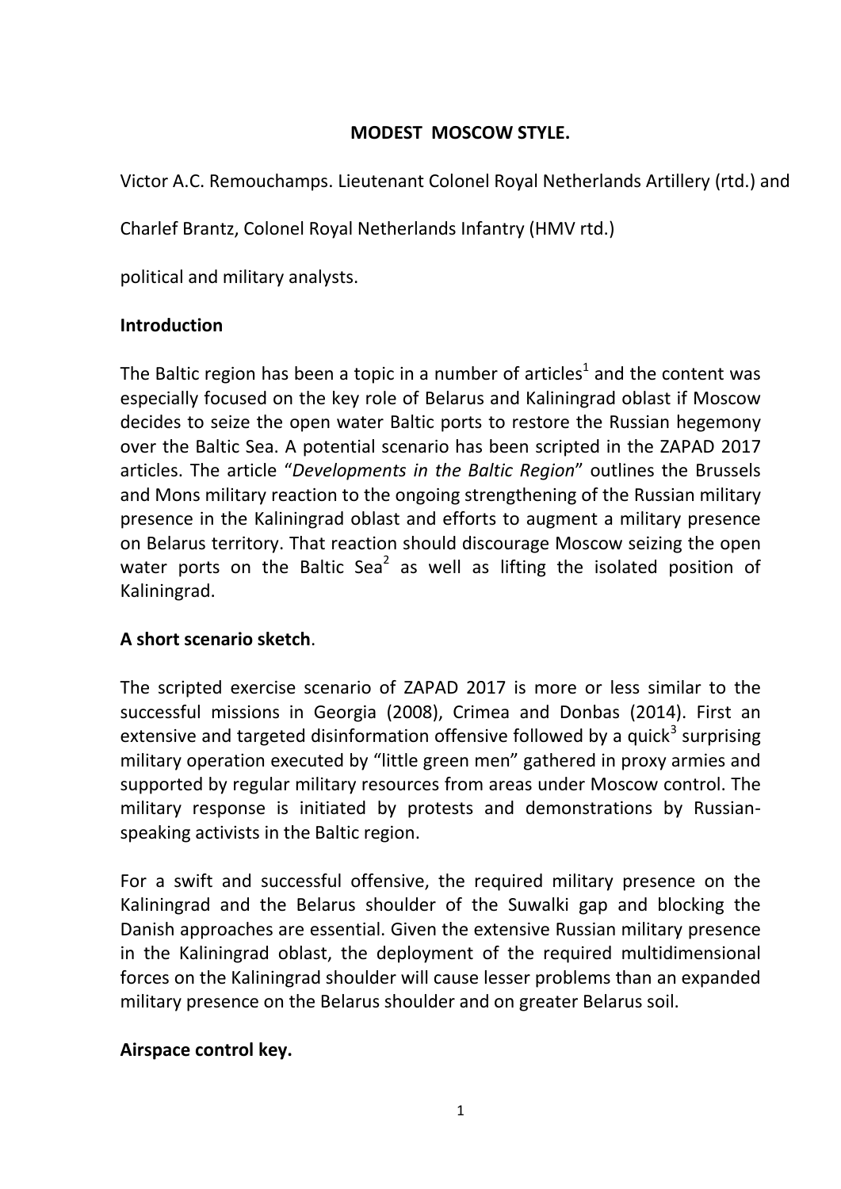# MODEST MOSCOW STYLE.

Victor A.C. Remouchamps. Lieutenant Colonel Royal Netherlands Artillery (rtd.) and

Charlef Brantz, Colonel Royal Netherlands Infantry (HMV rtd.)

political and military analysts.

## Introduction

The Baltic region has been a topic in a number of articles[1] and the content was especially focused on the key role of Belarus and Kaliningrad oblast if Moscow decides to seize the open water Baltic ports to restore the Russian hegemony over the Baltic Sea. A potential scenario has been scripted in the ZAPAD 2017 articles. The article "*Developments in the Baltic Region*" outlines the Brussels and Mons military reaction to the ongoing strengthening of the Russian military presence in the Kaliningrad oblast and efforts to augment a military presence on Belarus territory. That reaction should discourage Moscow seizing the open water ports on the Baltic Sea[2] as well as lifting the isolated position of Kaliningrad.

## A short scenario sketch.

The scripted exercise scenario of ZAPAD 2017 is more or less similar to the successful missions in Georgia (2008), Crimea and Donbas (2014). First an extensive and targeted disinformation offensive followed by a quick[3] surprising military operation executed by "little green men" gathered in proxy armies and supported by regular military resources from areas under Moscow control. The military response is initiated by protests and demonstrations by Russian-speaking activists in the Baltic region.

For a swift and successful offensive, the required military presence on the Kaliningrad and the Belarus shoulder of the Suwalki gap and blocking the Danish approaches are essential. Given the extensive Russian military presence in the Kaliningrad oblast, the deployment of the required multidimensional forces on the Kaliningrad shoulder will cause lesser problems than an expanded military presence on the Belarus shoulder and on greater Belarus soil.

## Airspace control key.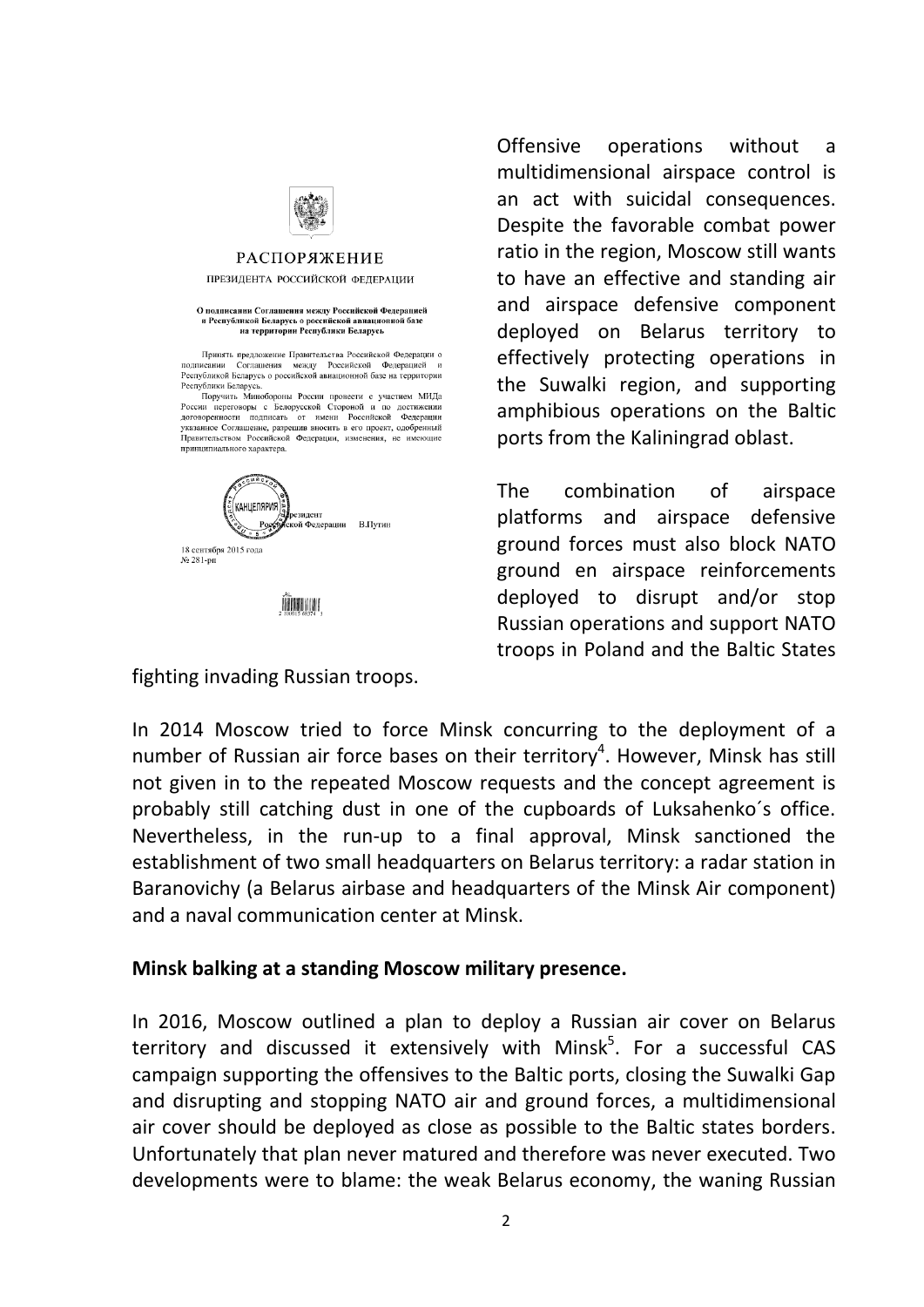Offensive operations without a multidimensional airspace control is an act with suicidal consequences. Despite the favorable combat power ratio in the region, Moscow still wants to have an effective and standing air and airspace defensive component deployed on Belarus territory to effectively protecting operations in the Suwalki region, and supporting amphibious operations on the Baltic ports from the Kaliningrad oblast.

The combination of airspace platforms and airspace defensive ground forces must also block NATO ground en airspace reinforcements deployed to disrupt and/or stop Russian operations and support NATO troops in Poland and the Baltic States fighting invading Russian troops.

In 2014 Moscow tried to force Minsk concurring to the deployment of a number of Russian air force bases on their territory[4]. However, Minsk has still not given in to the repeated Moscow requests and the concept agreement is probably still catching dust in one of the cupboards of Luksahenko´s office. Nevertheless, in the run-up to a final approval, Minsk sanctioned the establishment of two small headquarters on Belarus territory: a radar station in Baranovichy (a Belarus airbase and headquarters of the Minsk Air component) and a naval communication center at Minsk.

**Minsk balking at a standing Moscow military presence.**

In 2016, Moscow outlined a plan to deploy a Russian air cover on Belarus territory and discussed it extensively with Minsk[5]. For a successful CAS campaign supporting the offensives to the Baltic ports, closing the Suwalki Gap and disrupting and stopping NATO air and ground forces, a multidimensional air cover should be deployed as close as possible to the Baltic states borders. Unfortunately that plan never matured and therefore was never executed. Two developments were to blame: the weak Belarus economy, the waning Russian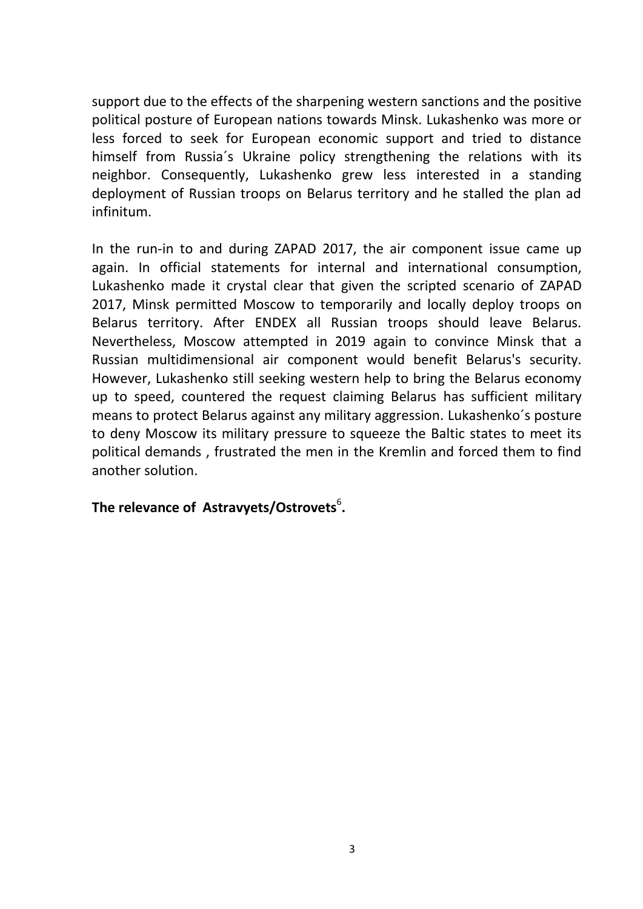support due to the effects of the sharpening western sanctions and the positive political posture of European nations towards Minsk. Lukashenko was more or less forced to seek for European economic support and tried to distance himself from Russia´s Ukraine policy strengthening the relations with its neighbor. Consequently, Lukashenko grew less interested in a standing deployment of Russian troops on Belarus territory and he stalled the plan ad infinitum.

In the run-in to and during ZAPAD 2017, the air component issue came up again. In official statements for internal and international consumption, Lukashenko made it crystal clear that given the scripted scenario of ZAPAD 2017, Minsk permitted Moscow to temporarily and locally deploy troops on Belarus territory. After ENDEX all Russian troops should leave Belarus. Nevertheless, Moscow attempted in 2019 again to convince Minsk that a Russian multidimensional air component would benefit Belarus's security. However, Lukashenko still seeking western help to bring the Belarus economy up to speed, countered the request claiming Belarus has sufficient military means to protect Belarus against any military aggression. Lukashenko´s posture to deny Moscow its military pressure to squeeze the Baltic states to meet its political demands , frustrated the men in the Kremlin and forced them to find another solution.

**The relevance of Astravyets/Ostrovets[6].**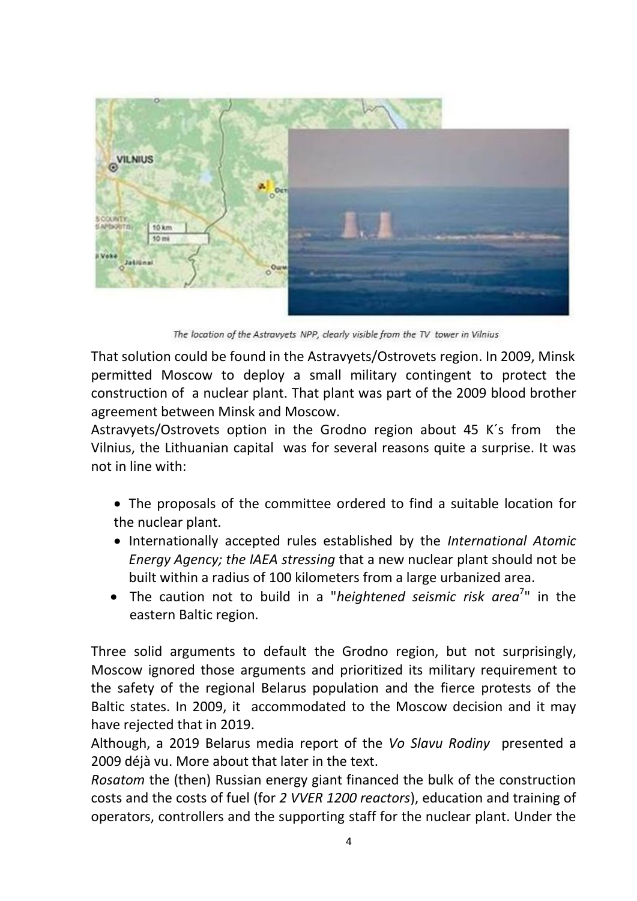The location of the Astravyets NPP, clearly visible from the TV tower in Vilnius

That solution could be found in the Astravyets/Ostrovets region. In 2009, Minsk permitted Moscow to deploy a small military contingent to protect the construction of a nuclear plant. That plant was part of the 2009 blood brother agreement between Minsk and Moscow.

Astravyets/Ostrovets option in the Grodno region about 45 K´s from the Vilnius, the Lithuanian capital was for several reasons quite a surprise. It was not in line with:

- The proposals of the committee ordered to find a suitable location for the nuclear plant.
- Internationally accepted rules established by the *International Atomic Energy Agency; the IAEA stressing* that a new nuclear plant should not be built within a radius of 100 kilometers from a large urbanized area.
- The caution not to build in a "*heightened seismic risk area*[7]" in the eastern Baltic region.

Three solid arguments to default the Grodno region, but not surprisingly, Moscow ignored those arguments and prioritized its military requirement to the safety of the regional Belarus population and the fierce protests of the Baltic states. In 2009, it accommodated to the Moscow decision and it may have rejected that in 2019.

Although, a 2019 Belarus media report of the *Vo Slavu Rodiny* presented a 2009 déjà vu. More about that later in the text.

*Rosatom* the (then) Russian energy giant financed the bulk of the construction costs and the costs of fuel (for *2 VVER 1200 reactors*), education and training of operators, controllers and the supporting staff for the nuclear plant. Under the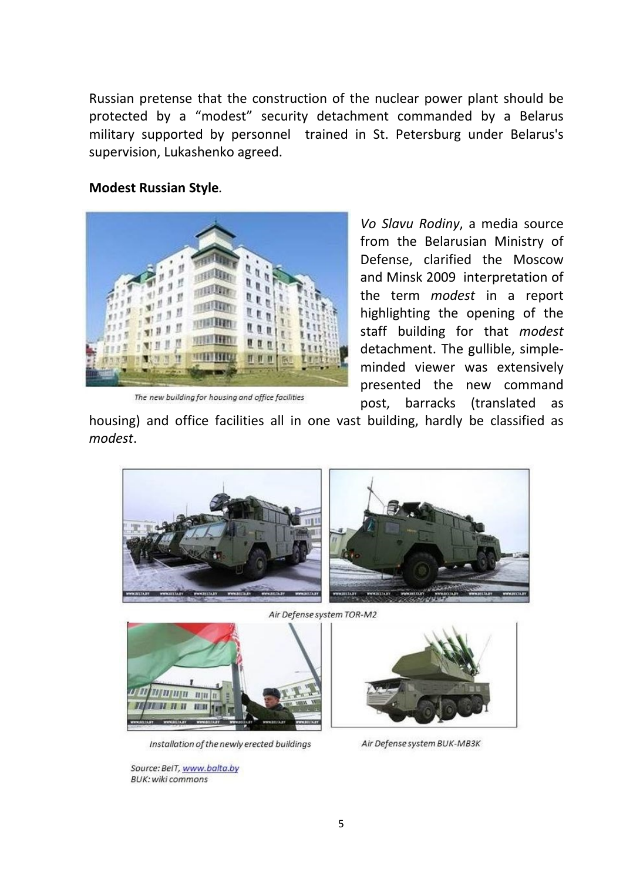Russian pretense that the construction of the nuclear power plant should be protected by a "modest" security detachment commanded by a Belarus military supported by personnel trained in St. Petersburg under Belarus's supervision, Lukashenko agreed.

**Modest Russian Style**.

The new building for housing and office facilities

*Vo Slavu Rodiny*, a media source from the Belarusian Ministry of Defense, clarified the Moscow and Minsk 2009 interpretation of the term *modest* in a report highlighting the opening of the staff building for that *modest* detachment. The gullible, simple-minded viewer was extensively presented the new command post, barracks (translated as housing) and office facilities all in one vast building, hardly be classified as *modest*.

Air Defense system TOR-M2

Installation of the newly erected buildings

Air Defense system BUK-MB3K

Source: BelT, www.balta.by
BUK: wiki commons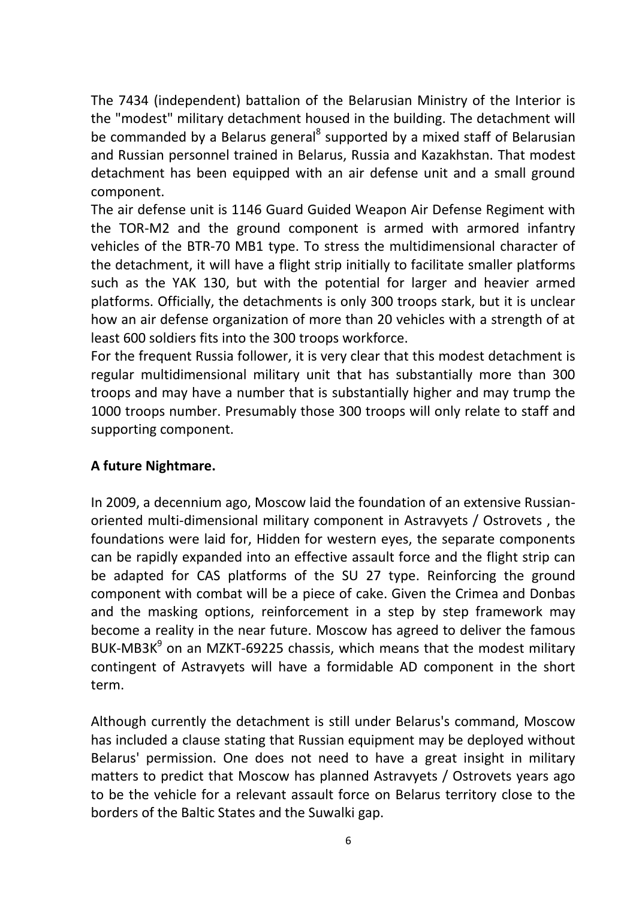The 7434 (independent) battalion of the Belarusian Ministry of the Interior is the "modest" military detachment housed in the building. The detachment will be commanded by a Belarus general[8] supported by a mixed staff of Belarusian and Russian personnel trained in Belarus, Russia and Kazakhstan. That modest detachment has been equipped with an air defense unit and a small ground component.

The air defense unit is 1146 Guard Guided Weapon Air Defense Regiment with the TOR-M2 and the ground component is armed with armored infantry vehicles of the BTR-70 MB1 type. To stress the multidimensional character of the detachment, it will have a flight strip initially to facilitate smaller platforms such as the YAK 130, but with the potential for larger and heavier armed platforms. Officially, the detachments is only 300 troops stark, but it is unclear how an air defense organization of more than 20 vehicles with a strength of at least 600 soldiers fits into the 300 troops workforce.

For the frequent Russia follower, it is very clear that this modest detachment is regular multidimensional military unit that has substantially more than 300 troops and may have a number that is substantially higher and may trump the 1000 troops number. Presumably those 300 troops will only relate to staff and supporting component.

**A future Nightmare.**

In 2009, a decennium ago, Moscow laid the foundation of an extensive Russian-oriented multi-dimensional military component in Astravyets / Ostrovets , the foundations were laid for, Hidden for western eyes, the separate components can be rapidly expanded into an effective assault force and the flight strip can be adapted for CAS platforms of the SU 27 type. Reinforcing the ground component with combat will be a piece of cake. Given the Crimea and Donbas and the masking options, reinforcement in a step by step framework may become a reality in the near future. Moscow has agreed to deliver the famous BUK-MB3K[9] on an MZKT-69225 chassis, which means that the modest military contingent of Astravyets will have a formidable AD component in the short term.

Although currently the detachment is still under Belarus's command, Moscow has included a clause stating that Russian equipment may be deployed without Belarus' permission. One does not need to have a great insight in military matters to predict that Moscow has planned Astravyets / Ostrovets years ago to be the vehicle for a relevant assault force on Belarus territory close to the borders of the Baltic States and the Suwalki gap.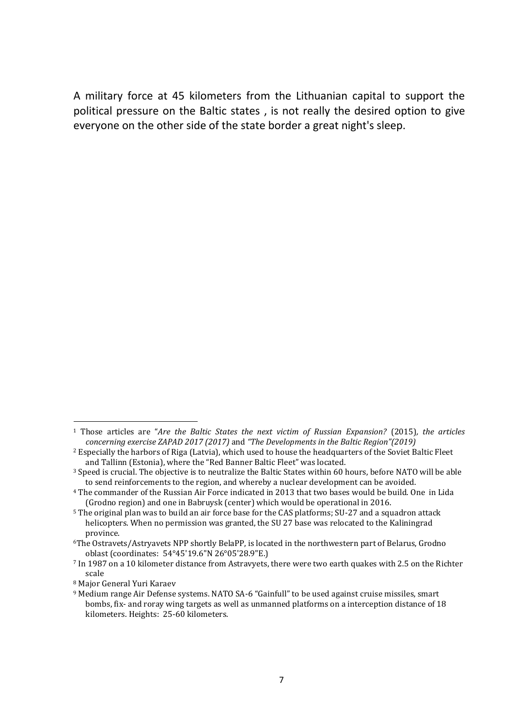A military force at 45 kilometers from the Lithuanian capital to support the political pressure on the Baltic states , is not really the desired option to give everyone on the other side of the state border a great night's sleep.

---

[1] Those articles are "*Are the Baltic States the next victim of Russian Expansion?* (2015)*, the articles concerning exercise ZAPAD 2017 (2017)* and *"The Developments in the Baltic Region"(2019)*

[2] Especially the harbors of Riga (Latvia), which used to house the headquarters of the Soviet Baltic Fleet and Tallinn (Estonia), where the "Red Banner Baltic Fleet" was located.

[3] Speed is crucial. The objective is to neutralize the Baltic States within 60 hours, before NATO will be able to send reinforcements to the region, and whereby a nuclear development can be avoided.

[4] The commander of the Russian Air Force indicated in 2013 that two bases would be build. One in Lida (Grodno region) and one in Babruysk (center) which would be operational in 2016.

[5] The original plan was to build an air force base for the CAS platforms; SU-27 and a squadron attack helicopters. When no permission was granted, the SU 27 base was relocated to the Kaliningrad province.

[6] The Ostravets/Astryavets NPP shortly BelaPP, is located in the northwestern part of Belarus, Grodno oblast (coordinates: 54°45'19.6"N 26°05'28.9"E.)

[7] In 1987 on a 10 kilometer distance from Astravyets, there were two earth quakes with 2.5 on the Richter scale

[8] Major General Yuri Karaev

[9] Medium range Air Defense systems. NATO SA-6 "Gainfull" to be used against cruise missiles, smart bombs, fix- and roray wing targets as well as unmanned platforms on a interception distance of 18 kilometers. Heights: 25-60 kilometers.